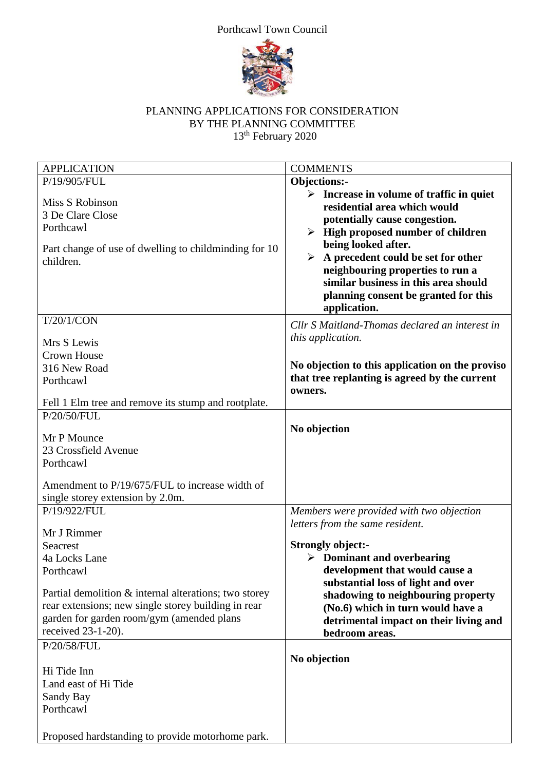Porthcawl Town Council

PLANNING APPLICATIONS FOR CONSIDERATION
BY THE PLANNING COMMITTEE
13th February 2020

| APPLICATION | COMMENTS |
|---|---|
| P/19/905/FUL<br><br>Miss S Robinson<br>3 De Clare Close<br>Porthcawl<br><br>Part change of use of dwelling to childminding for 10 children. | **Objections:-**<br>➢ **Increase in volume of traffic in quiet residential area which would potentially cause congestion.**<br>➢ **High proposed number of children being looked after.**<br>➢ **A precedent could be set for other neighbouring properties to run a similar business in this area should planning consent be granted for this application.** |
| T/20/1/CON<br><br>Mrs S Lewis<br>Crown House<br>316 New Road<br>Porthcawl<br><br>Fell 1 Elm tree and remove its stump and rootplate. | *Cllr S Maitland-Thomas declared an interest in this application.*<br><br>**No objection to this application on the proviso that tree replanting is agreed by the current owners.** |
| P/20/50/FUL<br><br>Mr P Mounce<br>23 Crossfield Avenue<br>Porthcawl<br><br>Amendment to P/19/675/FUL to increase width of single storey extension by 2.0m. | **No objection** |
| P/19/922/FUL<br><br>Mr J Rimmer<br>Seacrest<br>4a Locks Lane<br>Porthcawl<br><br>Partial demolition & internal alterations; two storey rear extensions; new single storey building in rear garden for garden room/gym (amended plans received 23-1-20). | *Members were provided with two objection letters from the same resident.*<br><br>**Strongly object:-**<br>➢ **Dominant and overbearing development that would cause a substantial loss of light and over shadowing to neighbouring property (No.6) which in turn would have a detrimental impact on their living and bedroom areas.** |
| P/20/58/FUL<br><br>Hi Tide Inn<br>Land east of Hi Tide<br>Sandy Bay<br>Porthcawl<br><br>Proposed hardstanding to provide motorhome park. | **No objection** |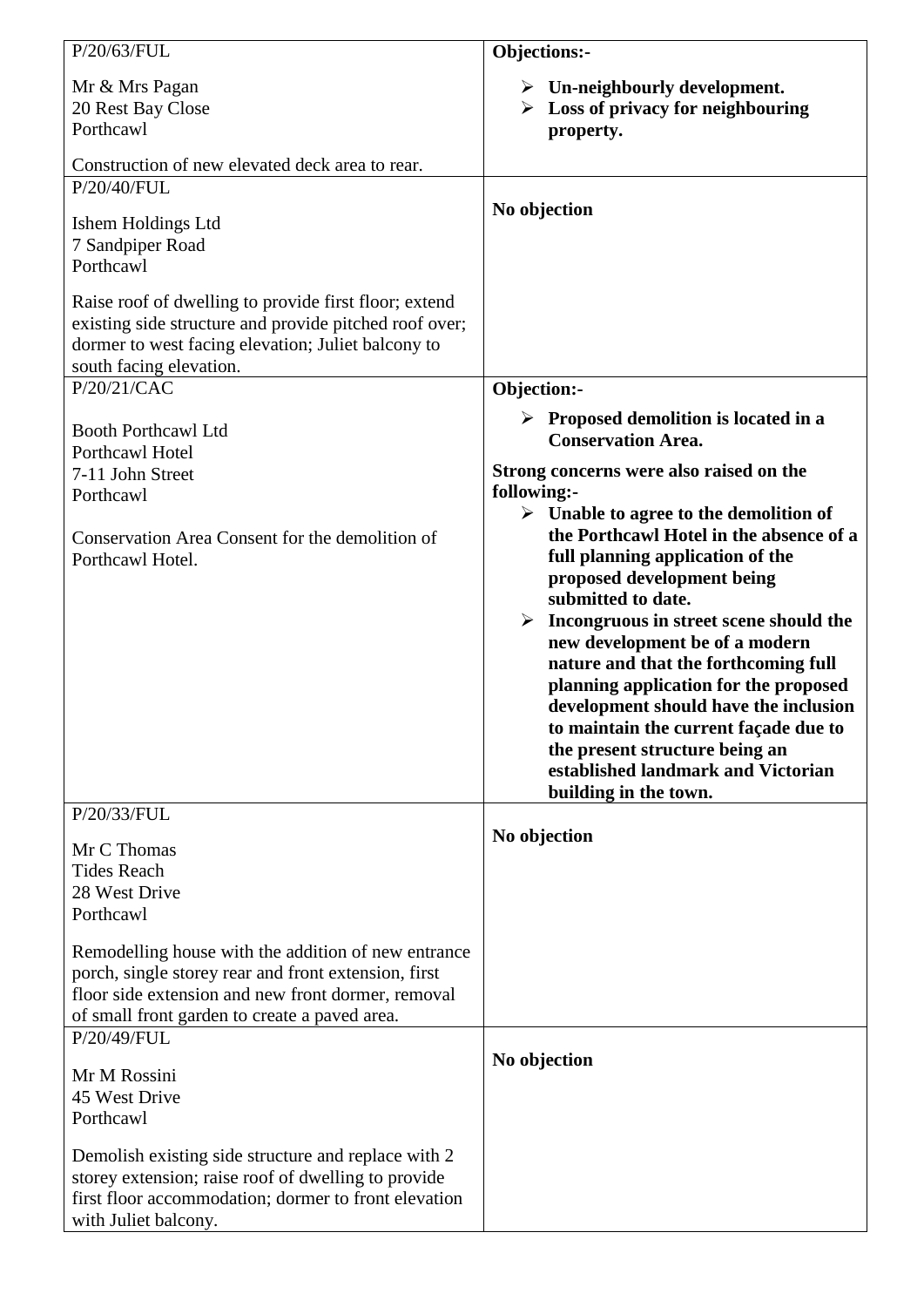| | |
|---|---|
| P/20/63/FUL<br><br>Mr & Mrs Pagan<br>20 Rest Bay Close<br>Porthcawl<br><br>Construction of new elevated deck area to rear. | **Objections:-**<br><br>➢ **Un-neighbourly development.**<br>➢ **Loss of privacy for neighbouring property.** |
| P/20/40/FUL<br><br>Ishem Holdings Ltd<br>7 Sandpiper Road<br>Porthcawl<br><br>Raise roof of dwelling to provide first floor; extend existing side structure and provide pitched roof over; dormer to west facing elevation; Juliet balcony to south facing elevation. | **No objection** |
| P/20/21/CAC<br><br>Booth Porthcawl Ltd<br>Porthcawl Hotel<br>7-11 John Street<br>Porthcawl<br><br>Conservation Area Consent for the demolition of Porthcawl Hotel. | **Objection:-**<br><br>➢ **Proposed demolition is located in a Conservation Area.**<br><br>**Strong concerns were also raised on the following:-**<br>➢ **Unable to agree to the demolition of the Porthcawl Hotel in the absence of a full planning application of the proposed development being submitted to date.**<br>➢ **Incongruous in street scene should the new development be of a modern nature and that the forthcoming full planning application for the proposed development should have the inclusion to maintain the current façade due to the present structure being an established landmark and Victorian building in the town.** |
| P/20/33/FUL<br><br>Mr C Thomas<br>Tides Reach<br>28 West Drive<br>Porthcawl<br><br>Remodelling house with the addition of new entrance porch, single storey rear and front extension, first floor side extension and new front dormer, removal of small front garden to create a paved area. | **No objection** |
| P/20/49/FUL<br><br>Mr M Rossini<br>45 West Drive<br>Porthcawl<br><br>Demolish existing side structure and replace with 2 storey extension; raise roof of dwelling to provide first floor accommodation; dormer to front elevation with Juliet balcony. | **No objection** |